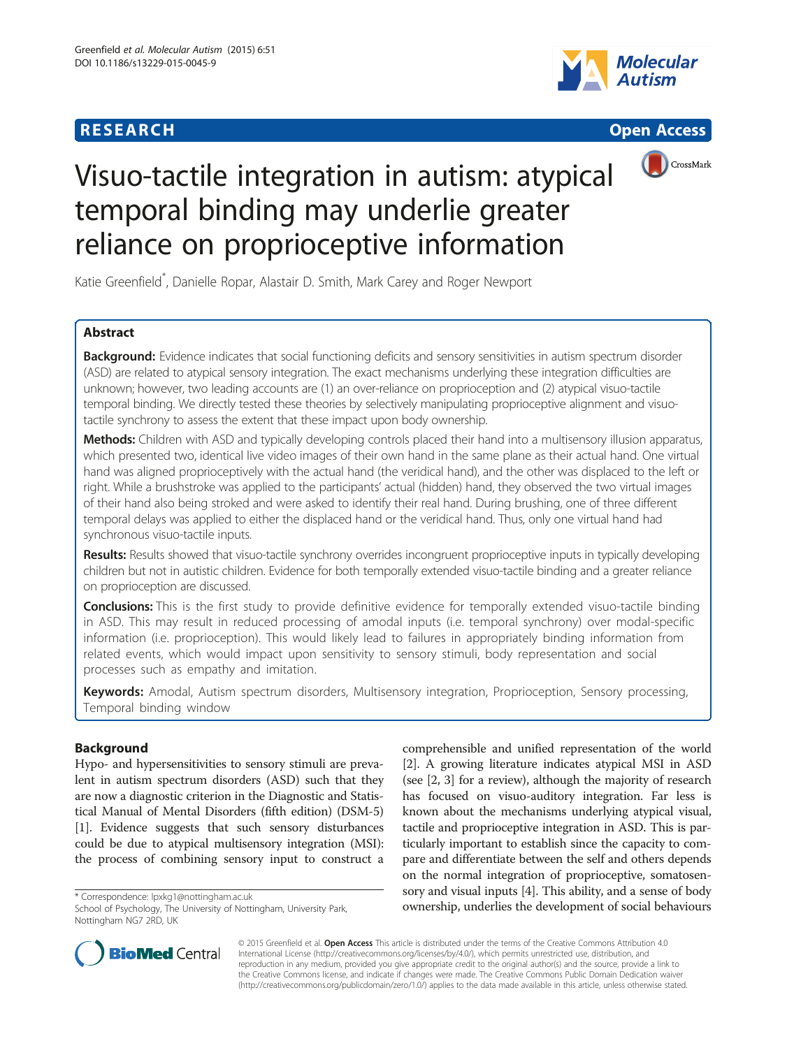RESEARCH **Open Access**

# Visuo-tactile integration in autism: atypical temporal binding may underlie greater reliance on proprioceptive information

Katie Greenfield*, Danielle Ropar, Alastair D. Smith, Mark Carey and Roger Newport

## Abstract

**Background:** Evidence indicates that social functioning deficits and sensory sensitivities in autism spectrum disorder (ASD) are related to atypical sensory integration. The exact mechanisms underlying these integration difficulties are unknown; however, two leading accounts are (1) an over-reliance on proprioception and (2) atypical visuo-tactile temporal binding. We directly tested these theories by selectively manipulating proprioceptive alignment and visuo-tactile synchrony to assess the extent that these impact upon body ownership.

**Methods:** Children with ASD and typically developing controls placed their hand into a multisensory illusion apparatus, which presented two, identical live video images of their own hand in the same plane as their actual hand. One virtual hand was aligned proprioceptively with the actual hand (the veridical hand), and the other was displaced to the left or right. While a brushstroke was applied to the participants' actual (hidden) hand, they observed the two virtual images of their hand also being stroked and were asked to identify their real hand. During brushing, one of three different temporal delays was applied to either the displaced hand or the veridical hand. Thus, only one virtual hand had synchronous visuo-tactile inputs.

**Results:** Results showed that visuo-tactile synchrony overrides incongruent proprioceptive inputs in typically developing children but not in autistic children. Evidence for both temporally extended visuo-tactile binding and a greater reliance on proprioception are discussed.

**Conclusions:** This is the first study to provide definitive evidence for temporally extended visuo-tactile binding in ASD. This may result in reduced processing of amodal inputs (i.e. temporal synchrony) over modal-specific information (i.e. proprioception). This would likely lead to failures in appropriately binding information from related events, which would impact upon sensitivity to sensory stimuli, body representation and social processes such as empathy and imitation.

**Keywords:** Amodal, Autism spectrum disorders, Multisensory integration, Proprioception, Sensory processing, Temporal binding window

## Background

Hypo- and hypersensitivities to sensory stimuli are prevalent in autism spectrum disorders (ASD) such that they are now a diagnostic criterion in the Diagnostic and Statistical Manual of Mental Disorders (fifth edition) (DSM-5) [1]. Evidence suggests that such sensory disturbances could be due to atypical multisensory integration (MSI): the process of combining sensory input to construct a comprehensible and unified representation of the world [2]. A growing literature indicates atypical MSI in ASD (see [2, 3] for a review), although the majority of research has focused on visuo-auditory integration. Far less is known about the mechanisms underlying atypical visual, tactile and proprioceptive integration in ASD. This is particularly important to establish since the capacity to compare and differentiate between the self and others depends on the normal integration of proprioceptive, somatosensory and visual inputs [4]. This ability, and a sense of body ownership, underlies the development of social behaviours

\* Correspondence: lpxkg1@nottingham.ac.uk
School of Psychology, The University of Nottingham, University Park, Nottingham NG7 2RD, UK

© 2015 Greenfield et al. **Open Access** This article is distributed under the terms of the Creative Commons Attribution 4.0 International License (http://creativecommons.org/licenses/by/4.0/), which permits unrestricted use, distribution, and reproduction in any medium, provided you give appropriate credit to the original author(s) and the source, provide a link to the Creative Commons license, and indicate if changes were made. The Creative Commons Public Domain Dedication waiver (http://creativecommons.org/publicdomain/zero/1.0/) applies to the data made available in this article, unless otherwise stated.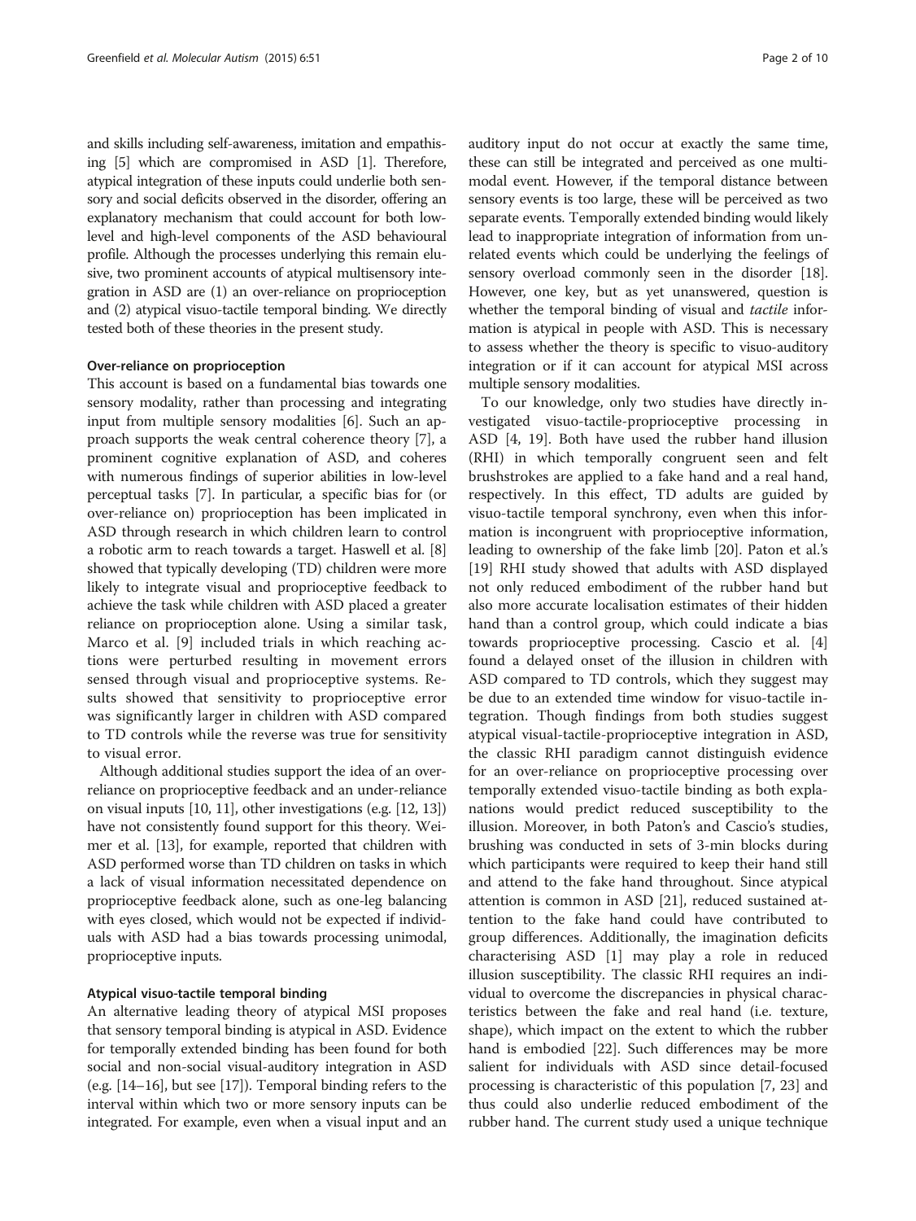and skills including self-awareness, imitation and empathising [5] which are compromised in ASD [1]. Therefore, atypical integration of these inputs could underlie both sensory and social deficits observed in the disorder, offering an explanatory mechanism that could account for both low-level and high-level components of the ASD behavioural profile. Although the processes underlying this remain elusive, two prominent accounts of atypical multisensory integration in ASD are (1) an over-reliance on proprioception and (2) atypical visuo-tactile temporal binding. We directly tested both of these theories in the present study.

### Over-reliance on proprioception

This account is based on a fundamental bias towards one sensory modality, rather than processing and integrating input from multiple sensory modalities [6]. Such an approach supports the weak central coherence theory [7], a prominent cognitive explanation of ASD, and coheres with numerous findings of superior abilities in low-level perceptual tasks [7]. In particular, a specific bias for (or over-reliance on) proprioception has been implicated in ASD through research in which children learn to control a robotic arm to reach towards a target. Haswell et al. [8] showed that typically developing (TD) children were more likely to integrate visual and proprioceptive feedback to achieve the task while children with ASD placed a greater reliance on proprioception alone. Using a similar task, Marco et al. [9] included trials in which reaching actions were perturbed resulting in movement errors sensed through visual and proprioceptive systems. Results showed that sensitivity to proprioceptive error was significantly larger in children with ASD compared to TD controls while the reverse was true for sensitivity to visual error.

Although additional studies support the idea of an over-reliance on proprioceptive feedback and an under-reliance on visual inputs [10, 11], other investigations (e.g. [12, 13]) have not consistently found support for this theory. Weimer et al. [13], for example, reported that children with ASD performed worse than TD children on tasks in which a lack of visual information necessitated dependence on proprioceptive feedback alone, such as one-leg balancing with eyes closed, which would not be expected if individuals with ASD had a bias towards processing unimodal, proprioceptive inputs.

### Atypical visuo-tactile temporal binding

An alternative leading theory of atypical MSI proposes that sensory temporal binding is atypical in ASD. Evidence for temporally extended binding has been found for both social and non-social visual-auditory integration in ASD (e.g. [14–16], but see [17]). Temporal binding refers to the interval within which two or more sensory inputs can be integrated. For example, even when a visual input and an auditory input do not occur at exactly the same time, these can still be integrated and perceived as one multimodal event. However, if the temporal distance between sensory events is too large, these will be perceived as two separate events. Temporally extended binding would likely lead to inappropriate integration of information from unrelated events which could be underlying the feelings of sensory overload commonly seen in the disorder [18]. However, one key, but as yet unanswered, question is whether the temporal binding of visual and *tactile* information is atypical in people with ASD. This is necessary to assess whether the theory is specific to visuo-auditory integration or if it can account for atypical MSI across multiple sensory modalities.

To our knowledge, only two studies have directly investigated visuo-tactile-proprioceptive processing in ASD [4, 19]. Both have used the rubber hand illusion (RHI) in which temporally congruent seen and felt brushstrokes are applied to a fake hand and a real hand, respectively. In this effect, TD adults are guided by visuo-tactile temporal synchrony, even when this information is incongruent with proprioceptive information, leading to ownership of the fake limb [20]. Paton et al.'s [19] RHI study showed that adults with ASD displayed not only reduced embodiment of the rubber hand but also more accurate localisation estimates of their hidden hand than a control group, which could indicate a bias towards proprioceptive processing. Cascio et al. [4] found a delayed onset of the illusion in children with ASD compared to TD controls, which they suggest may be due to an extended time window for visuo-tactile integration. Though findings from both studies suggest atypical visual-tactile-proprioceptive integration in ASD, the classic RHI paradigm cannot distinguish evidence for an over-reliance on proprioceptive processing over temporally extended visuo-tactile binding as both explanations would predict reduced susceptibility to the illusion. Moreover, in both Paton's and Cascio's studies, brushing was conducted in sets of 3-min blocks during which participants were required to keep their hand still and attend to the fake hand throughout. Since atypical attention is common in ASD [21], reduced sustained attention to the fake hand could have contributed to group differences. Additionally, the imagination deficits characterising ASD [1] may play a role in reduced illusion susceptibility. The classic RHI requires an individual to overcome the discrepancies in physical characteristics between the fake and real hand (i.e. texture, shape), which impact on the extent to which the rubber hand is embodied [22]. Such differences may be more salient for individuals with ASD since detail-focused processing is characteristic of this population [7, 23] and thus could also underlie reduced embodiment of the rubber hand. The current study used a unique technique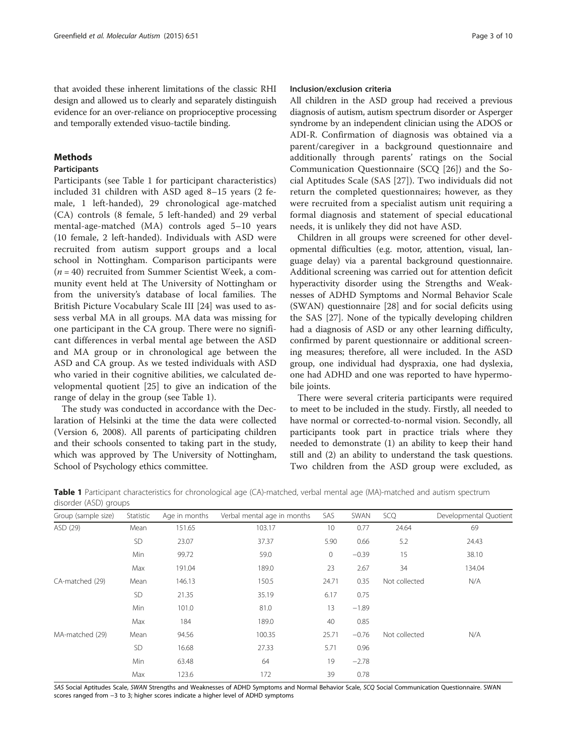that avoided these inherent limitations of the classic RHI design and allowed us to clearly and separately distinguish evidence for an over-reliance on proprioceptive processing and temporally extended visuo-tactile binding.

## Methods

### Participants

Participants (see Table 1 for participant characteristics) included 31 children with ASD aged 8–15 years (2 female, 1 left-handed), 29 chronological age-matched (CA) controls (8 female, 5 left-handed) and 29 verbal mental-age-matched (MA) controls aged 5–10 years (10 female, 2 left-handed). Individuals with ASD were recruited from autism support groups and a local school in Nottingham. Comparison participants were ($n = 40$) recruited from Summer Scientist Week, a community event held at The University of Nottingham or from the university's database of local families. The British Picture Vocabulary Scale III [24] was used to assess verbal MA in all groups. MA data was missing for one participant in the CA group. There were no significant differences in verbal mental age between the ASD and MA group or in chronological age between the ASD and CA group. As we tested individuals with ASD who varied in their cognitive abilities, we calculated developmental quotient [25] to give an indication of the range of delay in the group (see Table 1).

The study was conducted in accordance with the Declaration of Helsinki at the time the data were collected (Version 6, 2008). All parents of participating children and their schools consented to taking part in the study, which was approved by The University of Nottingham, School of Psychology ethics committee.

### Inclusion/exclusion criteria

All children in the ASD group had received a previous diagnosis of autism, autism spectrum disorder or Asperger syndrome by an independent clinician using the ADOS or ADI-R. Confirmation of diagnosis was obtained via a parent/caregiver in a background questionnaire and additionally through parents' ratings on the Social Communication Questionnaire (SCQ [26]) and the Social Aptitudes Scale (SAS [27]). Two individuals did not return the completed questionnaires; however, as they were recruited from a specialist autism unit requiring a formal diagnosis and statement of special educational needs, it is unlikely they did not have ASD.

Children in all groups were screened for other developmental difficulties (e.g. motor, attention, visual, language delay) via a parental background questionnaire. Additional screening was carried out for attention deficit hyperactivity disorder using the Strengths and Weaknesses of ADHD Symptoms and Normal Behavior Scale (SWAN) questionnaire [28] and for social deficits using the SAS [27]. None of the typically developing children had a diagnosis of ASD or any other learning difficulty, confirmed by parent questionnaire or additional screening measures; therefore, all were included. In the ASD group, one individual had dyspraxia, one had dyslexia, one had ADHD and one was reported to have hypermobile joints.

There were several criteria participants were required to meet to be included in the study. Firstly, all needed to have normal or corrected-to-normal vision. Secondly, all participants took part in practice trials where they needed to demonstrate (1) an ability to keep their hand still and (2) an ability to understand the task questions. Two children from the ASD group were excluded, as

**Table 1** Participant characteristics for chronological age (CA)-matched, verbal mental age (MA)-matched and autism spectrum disorder (ASD) groups

| Group (sample size) | Statistic | Age in months | Verbal mental age in months | SAS | SWAN | SCQ | Developmental Quotient |
|---|---|---|---|---|---|---|---|
| ASD (29) | Mean | 151.65 | 103.17 | 10 | 0.77 | 24.64 | 69 |
| | SD | 23.07 | 37.37 | 5.90 | 0.66 | 5.2 | 24.43 |
| | Min | 99.72 | 59.0 | 0 | −0.39 | 15 | 38.10 |
| | Max | 191.04 | 189.0 | 23 | 2.67 | 34 | 134.04 |
| CA-matched (29) | Mean | 146.13 | 150.5 | 24.71 | 0.35 | Not collected | N/A |
| | SD | 21.35 | 35.19 | 6.17 | 0.75 | | |
| | Min | 101.0 | 81.0 | 13 | −1.89 | | |
| | Max | 184 | 189.0 | 40 | 0.85 | | |
| MA-matched (29) | Mean | 94.56 | 100.35 | 25.71 | −0.76 | Not collected | N/A |
| | SD | 16.68 | 27.33 | 5.71 | 0.96 | | |
| | Min | 63.48 | 64 | 19 | −2.78 | | |
| | Max | 123.6 | 172 | 39 | 0.78 | | |

*SAS* Social Aptitudes Scale, *SWAN* Strengths and Weaknesses of ADHD Symptoms and Normal Behavior Scale, *SCQ* Social Communication Questionnaire. SWAN scores ranged from −3 to 3; higher scores indicate a higher level of ADHD symptoms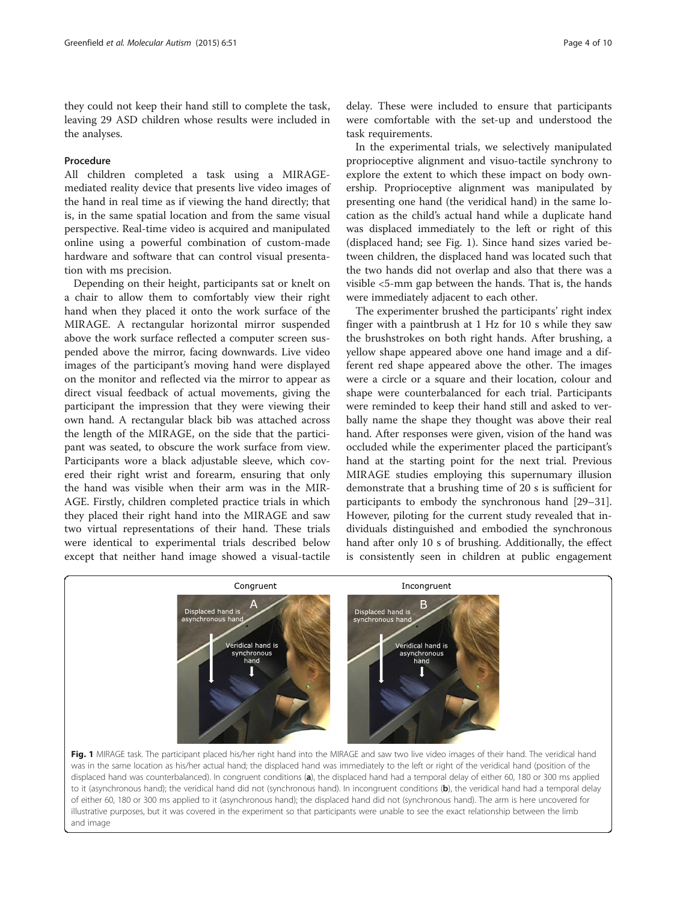they could not keep their hand still to complete the task, leaving 29 ASD children whose results were included in the analyses.

### Procedure

All children completed a task using a MIRAGE-mediated reality device that presents live video images of the hand in real time as if viewing the hand directly; that is, in the same spatial location and from the same visual perspective. Real-time video is acquired and manipulated online using a powerful combination of custom-made hardware and software that can control visual presentation with ms precision.

Depending on their height, participants sat or knelt on a chair to allow them to comfortably view their right hand when they placed it onto the work surface of the MIRAGE. A rectangular horizontal mirror suspended above the work surface reflected a computer screen suspended above the mirror, facing downwards. Live video images of the participant's moving hand were displayed on the monitor and reflected via the mirror to appear as direct visual feedback of actual movements, giving the participant the impression that they were viewing their own hand. A rectangular black bib was attached across the length of the MIRAGE, on the side that the participant was seated, to obscure the work surface from view. Participants wore a black adjustable sleeve, which covered their right wrist and forearm, ensuring that only the hand was visible when their arm was in the MIRAGE. Firstly, children completed practice trials in which they placed their right hand into the MIRAGE and saw two virtual representations of their hand. These trials were identical to experimental trials described below except that neither hand image showed a visual-tactile delay. These were included to ensure that participants were comfortable with the set-up and understood the task requirements.

In the experimental trials, we selectively manipulated proprioceptive alignment and visuo-tactile synchrony to explore the extent to which these impact on body ownership. Proprioceptive alignment was manipulated by presenting one hand (the veridical hand) in the same location as the child's actual hand while a duplicate hand was displaced immediately to the left or right of this (displaced hand; see Fig. 1). Since hand sizes varied between children, the displaced hand was located such that the two hands did not overlap and also that there was a visible <5-mm gap between the hands. That is, the hands were immediately adjacent to each other.

The experimenter brushed the participants' right index finger with a paintbrush at 1 Hz for 10 s while they saw the brushstrokes on both right hands. After brushing, a yellow shape appeared above one hand image and a different red shape appeared above the other. The images were a circle or a square and their location, colour and shape were counterbalanced for each trial. Participants were reminded to keep their hand still and asked to verbally name the shape they thought was above their real hand. After responses were given, vision of the hand was occluded while the experimenter placed the participant's hand at the starting point for the next trial. Previous MIRAGE studies employing this supernumary illusion demonstrate that a brushing time of 20 s is sufficient for participants to embody the synchronous hand [29–31]. However, piloting for the current study revealed that individuals distinguished and embodied the synchronous hand after only 10 s of brushing. Additionally, the effect is consistently seen in children at public engagement

**Fig. 1** MIRAGE task. The participant placed his/her right hand into the MIRAGE and saw two live video images of their hand. The veridical hand was in the same location as his/her actual hand; the displaced hand was immediately to the left or right of the veridical hand (position of the displaced hand was counterbalanced). In congruent conditions (**a**), the displaced hand had a temporal delay of either 60, 180 or 300 ms applied to it (asynchronous hand); the veridical hand did not (synchronous hand). In incongruent conditions (**b**), the veridical hand had a temporal delay of either 60, 180 or 300 ms applied to it (asynchronous hand); the displaced hand did not (synchronous hand). The arm is here uncovered for illustrative purposes, but it was covered in the experiment so that participants were unable to see the exact relationship between the limb and image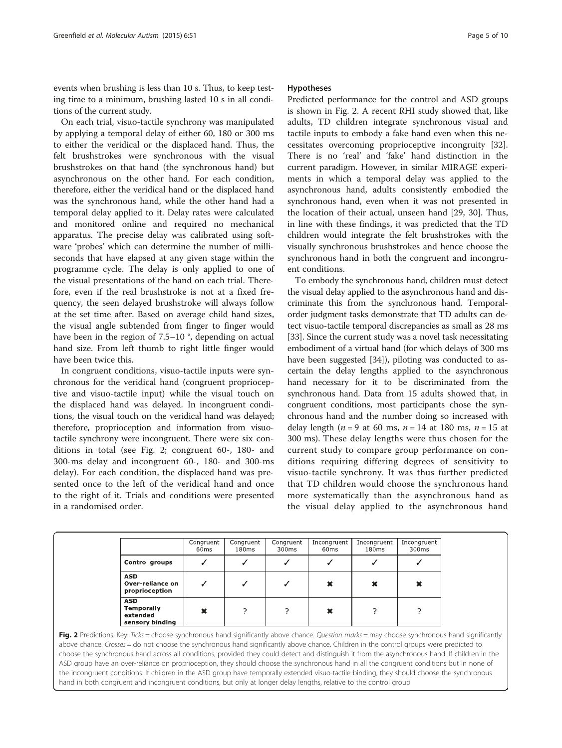events when brushing is less than 10 s. Thus, to keep testing time to a minimum, brushing lasted 10 s in all conditions of the current study.

On each trial, visuo-tactile synchrony was manipulated by applying a temporal delay of either 60, 180 or 300 ms to either the veridical or the displaced hand. Thus, the felt brushstrokes were synchronous with the visual brushstrokes on that hand (the synchronous hand) but asynchronous on the other hand. For each condition, therefore, either the veridical hand or the displaced hand was the synchronous hand, while the other hand had a temporal delay applied to it. Delay rates were calculated and monitored online and required no mechanical apparatus. The precise delay was calibrated using software 'probes' which can determine the number of milliseconds that have elapsed at any given stage within the programme cycle. The delay is only applied to one of the visual presentations of the hand on each trial. Therefore, even if the real brushstroke is not at a fixed frequency, the seen delayed brushstroke will always follow at the set time after. Based on average child hand sizes, the visual angle subtended from finger to finger would have been in the region of 7.5–10 °, depending on actual hand size. From left thumb to right little finger would have been twice this.

In congruent conditions, visuo-tactile inputs were synchronous for the veridical hand (congruent proprioceptive and visuo-tactile input) while the visual touch on the displaced hand was delayed. In incongruent conditions, the visual touch on the veridical hand was delayed; therefore, proprioception and information from visuo-tactile synchrony were incongruent. There were six conditions in total (see Fig. 2; congruent 60-, 180- and 300-ms delay and incongruent 60-, 180- and 300-ms delay). For each condition, the displaced hand was presented once to the left of the veridical hand and once to the right of it. Trials and conditions were presented in a randomised order.

### Hypotheses

Predicted performance for the control and ASD groups is shown in Fig. 2. A recent RHI study showed that, like adults, TD children integrate synchronous visual and tactile inputs to embody a fake hand even when this necessitates overcoming proprioceptive incongruity [32]. There is no 'real' and 'fake' hand distinction in the current paradigm. However, in similar MIRAGE experiments in which a temporal delay was applied to the asynchronous hand, adults consistently embodied the synchronous hand, even when it was not presented in the location of their actual, unseen hand [29, 30]. Thus, in line with these findings, it was predicted that the TD children would integrate the felt brushstrokes with the visually synchronous brushstrokes and hence choose the synchronous hand in both the congruent and incongruent conditions.

To embody the synchronous hand, children must detect the visual delay applied to the asynchronous hand and discriminate this from the synchronous hand. Temporal-order judgment tasks demonstrate that TD adults can detect visuo-tactile temporal discrepancies as small as 28 ms [33]. Since the current study was a novel task necessitating embodiment of a virtual hand (for which delays of 300 ms have been suggested [34]), piloting was conducted to ascertain the delay lengths applied to the asynchronous hand necessary for it to be discriminated from the synchronous hand. Data from 15 adults showed that, in congruent conditions, most participants chose the synchronous hand and the number doing so increased with delay length ($n = 9$ at 60 ms, $n = 14$ at 180 ms, $n = 15$ at 300 ms). These delay lengths were thus chosen for the current study to compare group performance on conditions requiring differing degrees of sensitivity to visuo-tactile synchrony. It was thus further predicted that TD children would choose the synchronous hand more systematically than the asynchronous hand as the visual delay applied to the asynchronous hand

| | Congruent 60ms | Congruent 180ms | Congruent 300ms | Incongruent 60ms | Incongruent 180ms | Incongruent 300ms |
|---|---|---|---|---|---|---|
| **Control groups** | ✓ | ✓ | ✓ | ✓ | ✓ | ✓ |
| **ASD Over-reliance on proprioception** | ✓ | ✓ | ✓ | ✖ | ✖ | ✖ |
| **ASD Temporally extended sensory binding** | ✖ | ? | ? | ✖ | ? | ? |

**Fig. 2** Predictions. Key: *Ticks* = choose synchronous hand significantly above chance. *Question marks* = may choose synchronous hand significantly above chance. *Crosses* = do not choose the synchronous hand significantly above chance. Children in the control groups were predicted to choose the synchronous hand across all conditions, provided they could detect and distinguish it from the asynchronous hand. If children in the ASD group have an over-reliance on proprioception, they should choose the synchronous hand in all the congruent conditions but in none of the incongruent conditions. If children in the ASD group have temporally extended visuo-tactile binding, they should choose the synchronous hand in both congruent and incongruent conditions, but only at longer delay lengths, relative to the control group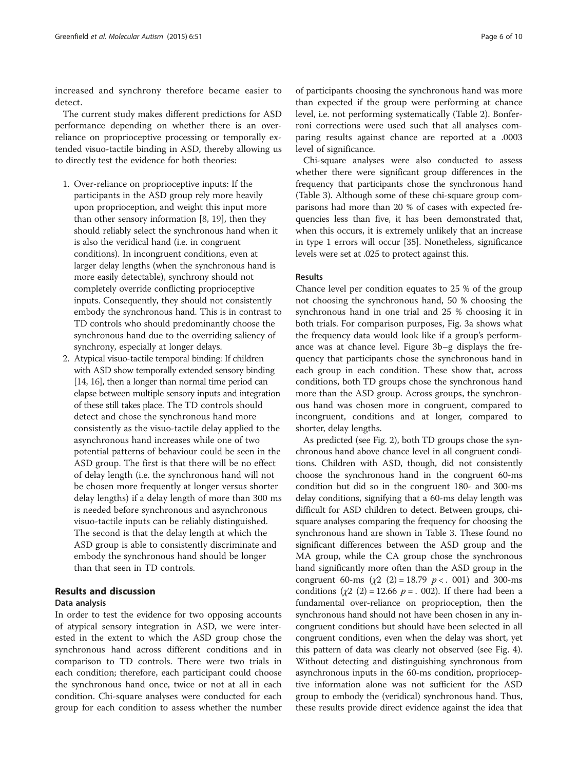increased and synchrony therefore became easier to detect.

The current study makes different predictions for ASD performance depending on whether there is an over-reliance on proprioceptive processing or temporally extended visuo-tactile binding in ASD, thereby allowing us to directly test the evidence for both theories:

1. Over-reliance on proprioceptive inputs: If the participants in the ASD group rely more heavily upon proprioception, and weight this input more than other sensory information [8, 19], then they should reliably select the synchronous hand when it is also the veridical hand (i.e. in congruent conditions). In incongruent conditions, even at larger delay lengths (when the synchronous hand is more easily detectable), synchrony should not completely override conflicting proprioceptive inputs. Consequently, they should not consistently embody the synchronous hand. This is in contrast to TD controls who should predominantly choose the synchronous hand due to the overriding saliency of synchrony, especially at longer delays.
2. Atypical visuo-tactile temporal binding: If children with ASD show temporally extended sensory binding [14, 16], then a longer than normal time period can elapse between multiple sensory inputs and integration of these still takes place. The TD controls should detect and chose the synchronous hand more consistently as the visuo-tactile delay applied to the asynchronous hand increases while one of two potential patterns of behaviour could be seen in the ASD group. The first is that there will be no effect of delay length (i.e. the synchronous hand will not be chosen more frequently at longer versus shorter delay lengths) if a delay length of more than 300 ms is needed before synchronous and asynchronous visuo-tactile inputs can be reliably distinguished. The second is that the delay length at which the ASD group is able to consistently discriminate and embody the synchronous hand should be longer than that seen in TD controls.

## Results and discussion

### Data analysis

In order to test the evidence for two opposing accounts of atypical sensory integration in ASD, we were interested in the extent to which the ASD group chose the synchronous hand across different conditions and in comparison to TD controls. There were two trials in each condition; therefore, each participant could choose the synchronous hand once, twice or not at all in each condition. Chi-square analyses were conducted for each group for each condition to assess whether the number of participants choosing the synchronous hand was more than expected if the group were performing at chance level, i.e. not performing systematically (Table 2). Bonferroni corrections were used such that all analyses comparing results against chance are reported at a .0003 level of significance.

Chi-square analyses were also conducted to assess whether there were significant group differences in the frequency that participants chose the synchronous hand (Table 3). Although some of these chi-square group comparisons had more than 20 % of cases with expected frequencies less than five, it has been demonstrated that, when this occurs, it is extremely unlikely that an increase in type 1 errors will occur [35]. Nonetheless, significance levels were set at .025 to protect against this.

### Results

Chance level per condition equates to 25 % of the group not choosing the synchronous hand, 50 % choosing the synchronous hand in one trial and 25 % choosing it in both trials. For comparison purposes, Fig. 3a shows what the frequency data would look like if a group's performance was at chance level. Figure 3b–g displays the frequency that participants chose the synchronous hand in each group in each condition. These show that, across conditions, both TD groups chose the synchronous hand more than the ASD group. Across groups, the synchronous hand was chosen more in congruent, compared to incongruent, conditions and at longer, compared to shorter, delay lengths.

As predicted (see Fig. 2), both TD groups chose the synchronous hand above chance level in all congruent conditions. Children with ASD, though, did not consistently choose the synchronous hand in the congruent 60-ms condition but did so in the congruent 180- and 300-ms delay conditions, signifying that a 60-ms delay length was difficult for ASD children to detect. Between groups, chi-square analyses comparing the frequency for choosing the synchronous hand are shown in Table 3. These found no significant differences between the ASD group and the MA group, while the CA group chose the synchronous hand significantly more often than the ASD group in the congruent 60-ms ($\chi^2$ (2) = 18.79 $p < .001$) and 300-ms conditions ($\chi^2$ (2) = 12.66 $p = .002$). If there had been a fundamental over-reliance on proprioception, then the synchronous hand should not have been chosen in any incongruent conditions but should have been selected in all congruent conditions, even when the delay was short, yet this pattern of data was clearly not observed (see Fig. 4). Without detecting and distinguishing synchronous from asynchronous inputs in the 60-ms condition, proprioceptive information alone was not sufficient for the ASD group to embody the (veridical) synchronous hand. Thus, these results provide direct evidence against the idea that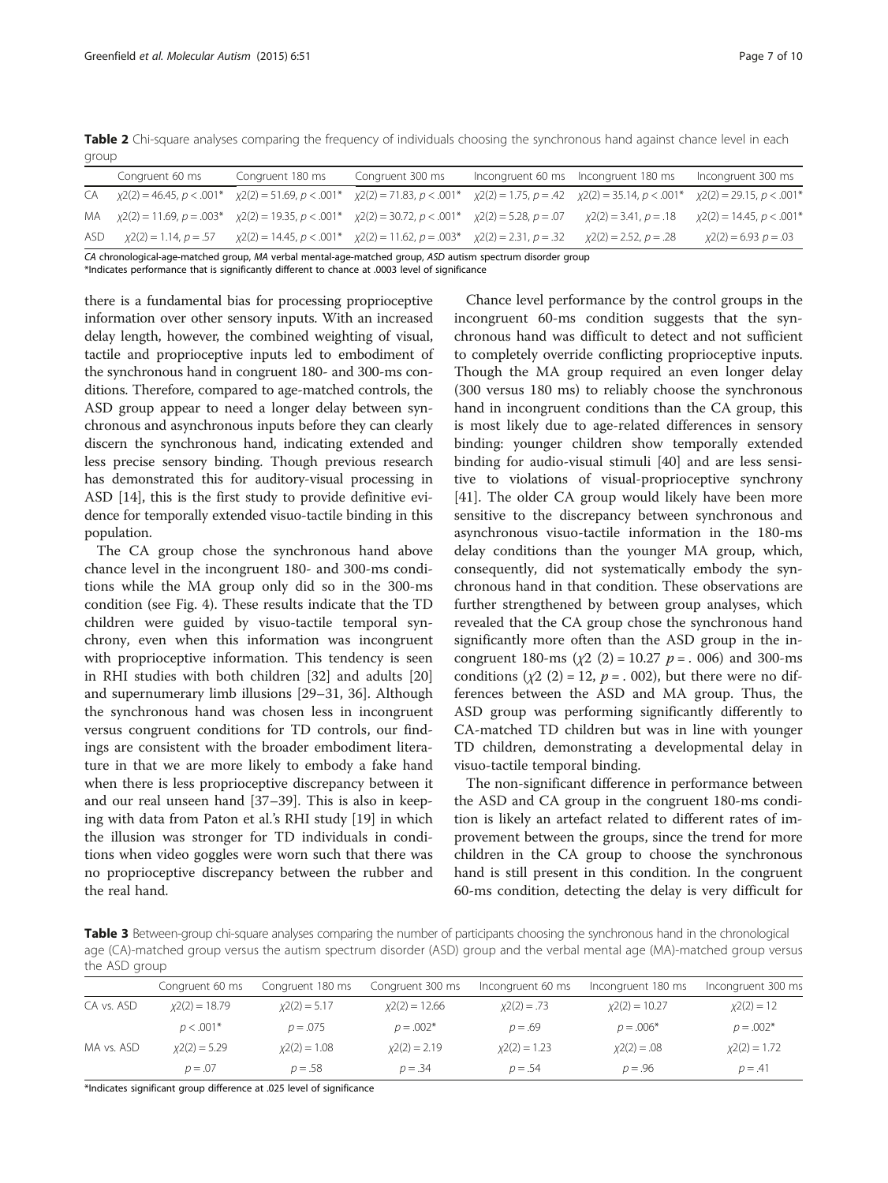**Table 2** Chi-square analyses comparing the frequency of individuals choosing the synchronous hand against chance level in each group

| | Congruent 60 ms | Congruent 180 ms | Congruent 300 ms | Incongruent 60 ms | Incongruent 180 ms | Incongruent 300 ms |
|---|---|---|---|---|---|---|
| CA | $\chi2(2) = 46.45$, $p < .001$* | $\chi2(2) = 51.69$, $p < .001$* | $\chi2(2) = 71.83$, $p < .001$* | $\chi2(2) = 1.75$, $p = .42$ | $\chi2(2) = 35.14$, $p < .001$* | $\chi2(2) = 29.15$, $p < .001$* |
| MA | $\chi2(2) = 11.69$, $p = .003$* | $\chi2(2) = 19.35$, $p < .001$* | $\chi2(2) = 30.72$, $p < .001$* | $\chi2(2) = 5.28$, $p = .07$ | $\chi2(2) = 3.41$, $p = .18$ | $\chi2(2) = 14.45$, $p < .001$* |
| ASD | $\chi2(2) = 1.14$, $p = .57$ | $\chi2(2) = 14.45$, $p < .001$* | $\chi2(2) = 11.62$, $p = .003$* | $\chi2(2) = 2.31$, $p = .32$ | $\chi2(2) = 2.52$, $p = .28$ | $\chi2(2) = 6.93$ $p = .03$ |

*CA* chronological-age-matched group, *MA* verbal mental-age-matched group, *ASD* autism spectrum disorder group
*Indicates performance that is significantly different to chance at .0003 level of significance

there is a fundamental bias for processing proprioceptive information over other sensory inputs. With an increased delay length, however, the combined weighting of visual, tactile and proprioceptive inputs led to embodiment of the synchronous hand in congruent 180- and 300-ms conditions. Therefore, compared to age-matched controls, the ASD group appear to need a longer delay between synchronous and asynchronous inputs before they can clearly discern the synchronous hand, indicating extended and less precise sensory binding. Though previous research has demonstrated this for auditory-visual processing in ASD [14], this is the first study to provide definitive evidence for temporally extended visuo-tactile binding in this population.

The CA group chose the synchronous hand above chance level in the incongruent 180- and 300-ms conditions while the MA group only did so in the 300-ms condition (see Fig. 4). These results indicate that the TD children were guided by visuo-tactile temporal synchrony, even when this information was incongruent with proprioceptive information. This tendency is seen in RHI studies with both children [32] and adults [20] and supernumerary limb illusions [29–31, 36]. Although the synchronous hand was chosen less in incongruent versus congruent conditions for TD controls, our findings are consistent with the broader embodiment literature in that we are more likely to embody a fake hand when there is less proprioceptive discrepancy between it and our real unseen hand [37–39]. This is also in keeping with data from Paton et al.'s RHI study [19] in which the illusion was stronger for TD individuals in conditions when video goggles were worn such that there was no proprioceptive discrepancy between the rubber and the real hand.

Chance level performance by the control groups in the incongruent 60-ms condition suggests that the synchronous hand was difficult to detect and not sufficient to completely override conflicting proprioceptive inputs. Though the MA group required an even longer delay (300 versus 180 ms) to reliably choose the synchronous hand in incongruent conditions than the CA group, this is most likely due to age-related differences in sensory binding: younger children show temporally extended binding for audio-visual stimuli [40] and are less sensitive to violations of visual-proprioceptive synchrony [41]. The older CA group would likely have been more sensitive to the discrepancy between synchronous and asynchronous visuo-tactile information in the 180-ms delay conditions than the younger MA group, which, consequently, did not systematically embody the synchronous hand in that condition. These observations are further strengthened by between group analyses, which revealed that the CA group chose the synchronous hand significantly more often than the ASD group in the incongruent 180-ms ($\chi2$ (2) = 10.27 $p = .006$) and 300-ms conditions ($\chi2$ (2) = 12, $p = .002$), but there were no differences between the ASD and MA group. Thus, the ASD group was performing significantly differently to CA-matched TD children but was in line with younger TD children, demonstrating a developmental delay in visuo-tactile temporal binding.

The non-significant difference in performance between the ASD and CA group in the congruent 180-ms condition is likely an artefact related to different rates of improvement between the groups, since the trend for more children in the CA group to choose the synchronous hand is still present in this condition. In the congruent 60-ms condition, detecting the delay is very difficult for

**Table 3** Between-group chi-square analyses comparing the number of participants choosing the synchronous hand in the chronological age (CA)-matched group versus the autism spectrum disorder (ASD) group and the verbal mental age (MA)-matched group versus the ASD group

| | Congruent 60 ms | Congruent 180 ms | Congruent 300 ms | Incongruent 60 ms | Incongruent 180 ms | Incongruent 300 ms |
|---|---|---|---|---|---|---|
| CA vs. ASD | $\chi2(2) = 18.79$ | $\chi2(2) = 5.17$ | $\chi2(2) = 12.66$ | $\chi2(2) = .73$ | $\chi2(2) = 10.27$ | $\chi2(2) = 12$ |
| | $p < .001$* | $p = .075$ | $p = .002$* | $p = .69$ | $p = .006$* | $p = .002$* |
| MA vs. ASD | $\chi2(2) = 5.29$ | $\chi2(2) = 1.08$ | $\chi2(2) = 2.19$ | $\chi2(2) = 1.23$ | $\chi2(2) = .08$ | $\chi2(2) = 1.72$ |
| | $p = .07$ | $p = .58$ | $p = .34$ | $p = .54$ | $p = .96$ | $p = .41$ |

*Indicates significant group difference at .025 level of significance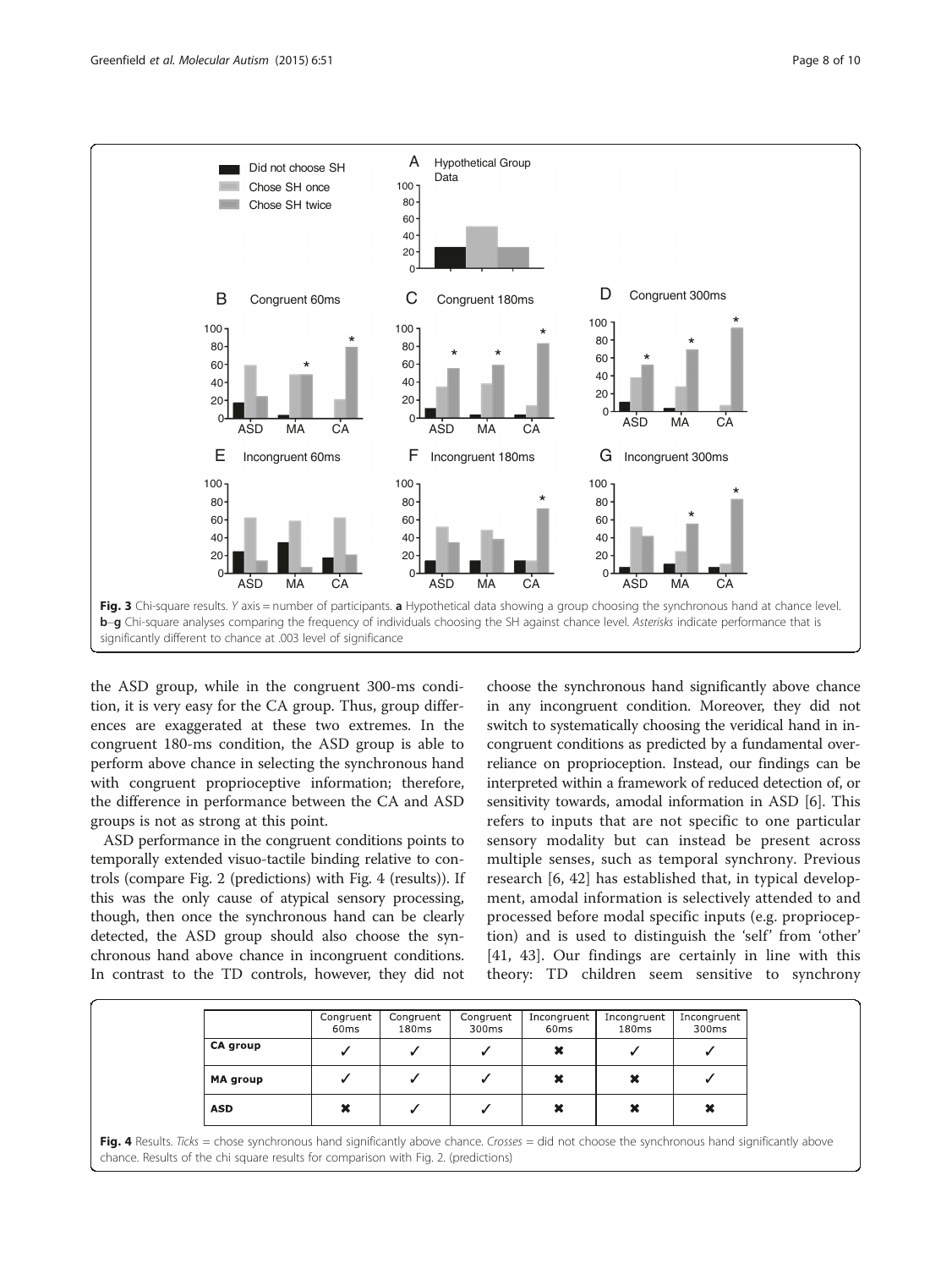Fig. 3 Chi-square results. *Y* axis = number of participants. **a** Hypothetical data showing a group choosing the synchronous hand at chance level. **b**–**g** Chi-square analyses comparing the frequency of individuals choosing the SH against chance level. *Asterisks* indicate performance that is significantly different to chance at .003 level of significance

the ASD group, while in the congruent 300-ms condition, it is very easy for the CA group. Thus, group differences are exaggerated at these two extremes. In the congruent 180-ms condition, the ASD group is able to perform above chance in selecting the synchronous hand with congruent proprioceptive information; therefore, the difference in performance between the CA and ASD groups is not as strong at this point.

ASD performance in the congruent conditions points to temporally extended visuo-tactile binding relative to controls (compare Fig. 2 (predictions) with Fig. 4 (results)). If this was the only cause of atypical sensory processing, though, then once the synchronous hand can be clearly detected, the ASD group should also choose the synchronous hand above chance in incongruent conditions. In contrast to the TD controls, however, they did not choose the synchronous hand significantly above chance in any incongruent condition. Moreover, they did not switch to systematically choosing the veridical hand in incongruent conditions as predicted by a fundamental over-reliance on proprioception. Instead, our findings can be interpreted within a framework of reduced detection of, or sensitivity towards, amodal information in ASD [6]. This refers to inputs that are not specific to one particular sensory modality but can instead be present across multiple senses, such as temporal synchrony. Previous research [6, 42] has established that, in typical development, amodal information is selectively attended to and processed before modal specific inputs (e.g. proprioception) and is used to distinguish the 'self' from 'other' [41, 43]. Our findings are certainly in line with this theory: TD children seem sensitive to synchrony

| | Congruent 60ms | Congruent 180ms | Congruent 300ms | Incongruent 60ms | Incongruent 180ms | Incongruent 300ms |
|---|---|---|---|---|---|---|
| **CA group** | ✓ | ✓ | ✓ | ✖ | ✓ | ✓ |
| **MA group** | ✓ | ✓ | ✓ | ✖ | ✖ | ✓ |
| **ASD** | ✖ | ✓ | ✓ | ✖ | ✖ | ✖ |

**Fig. 4** Results. *Ticks* = chose synchronous hand significantly above chance. *Crosses* = did not choose the synchronous hand significantly above chance. Results of the chi square results for comparison with Fig. 2. (predictions)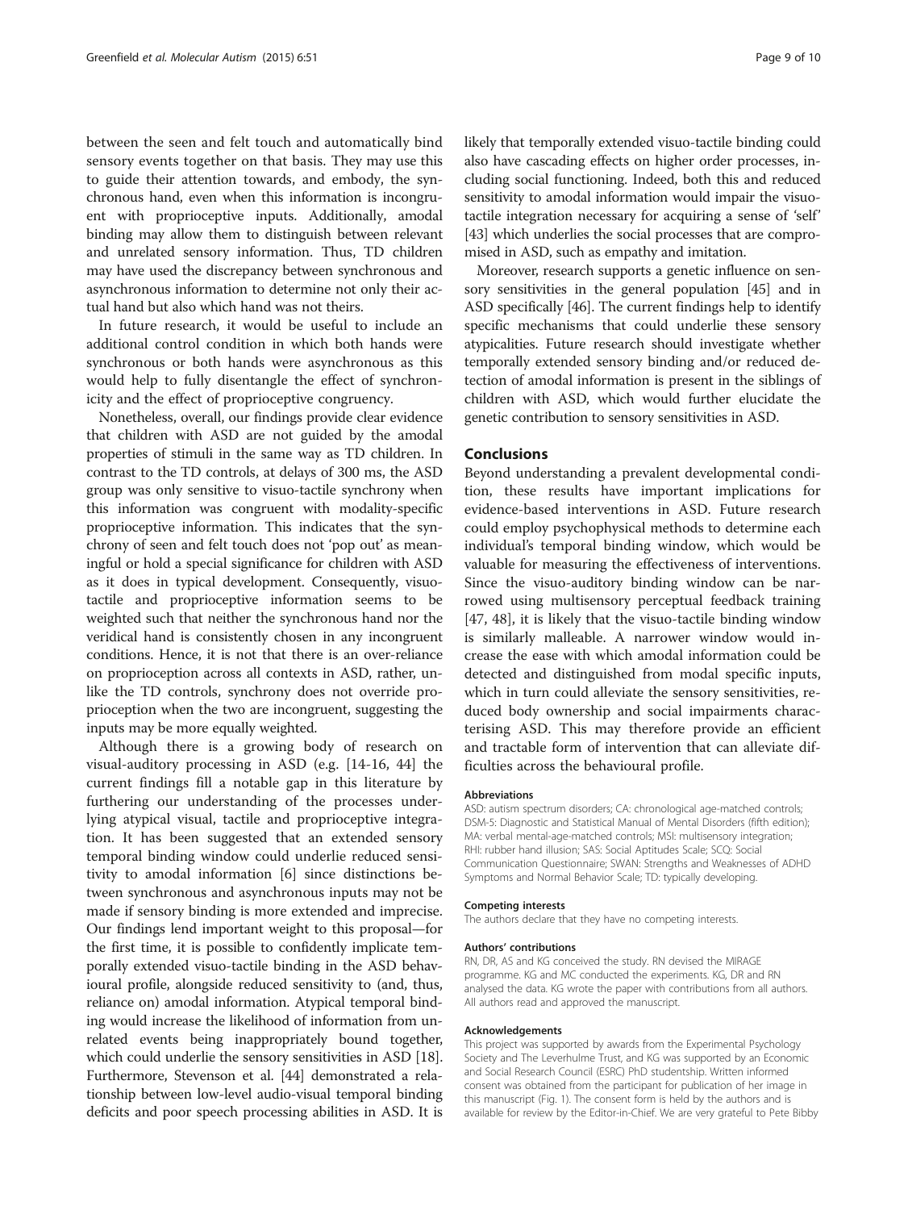between the seen and felt touch and automatically bind sensory events together on that basis. They may use this to guide their attention towards, and embody, the synchronous hand, even when this information is incongruent with proprioceptive inputs. Additionally, amodal binding may allow them to distinguish between relevant and unrelated sensory information. Thus, TD children may have used the discrepancy between synchronous and asynchronous information to determine not only their actual hand but also which hand was not theirs.

In future research, it would be useful to include an additional control condition in which both hands were synchronous or both hands were asynchronous as this would help to fully disentangle the effect of synchronicity and the effect of proprioceptive congruency.

Nonetheless, overall, our findings provide clear evidence that children with ASD are not guided by the amodal properties of stimuli in the same way as TD children. In contrast to the TD controls, at delays of 300 ms, the ASD group was only sensitive to visuo-tactile synchrony when this information was congruent with modality-specific proprioceptive information. This indicates that the synchrony of seen and felt touch does not 'pop out' as meaningful or hold a special significance for children with ASD as it does in typical development. Consequently, visuo-tactile and proprioceptive information seems to be weighted such that neither the synchronous hand nor the veridical hand is consistently chosen in any incongruent conditions. Hence, it is not that there is an over-reliance on proprioception across all contexts in ASD, rather, unlike the TD controls, synchrony does not override proprioception when the two are incongruent, suggesting the inputs may be more equally weighted.

Although there is a growing body of research on visual-auditory processing in ASD (e.g. [14-16, 44] the current findings fill a notable gap in this literature by furthering our understanding of the processes underlying atypical visual, tactile and proprioceptive integration. It has been suggested that an extended sensory temporal binding window could underlie reduced sensitivity to amodal information [6] since distinctions between synchronous and asynchronous inputs may not be made if sensory binding is more extended and imprecise. Our findings lend important weight to this proposal—for the first time, it is possible to confidently implicate temporally extended visuo-tactile binding in the ASD behavioural profile, alongside reduced sensitivity to (and, thus, reliance on) amodal information. Atypical temporal binding would increase the likelihood of information from unrelated events being inappropriately bound together, which could underlie the sensory sensitivities in ASD [18]. Furthermore, Stevenson et al. [44] demonstrated a relationship between low-level audio-visual temporal binding deficits and poor speech processing abilities in ASD. It is likely that temporally extended visuo-tactile binding could also have cascading effects on higher order processes, including social functioning. Indeed, both this and reduced sensitivity to amodal information would impair the visuo-tactile integration necessary for acquiring a sense of 'self' [43] which underlies the social processes that are compromised in ASD, such as empathy and imitation.

Moreover, research supports a genetic influence on sensory sensitivities in the general population [45] and in ASD specifically [46]. The current findings help to identify specific mechanisms that could underlie these sensory atypicalities. Future research should investigate whether temporally extended sensory binding and/or reduced detection of amodal information is present in the siblings of children with ASD, which would further elucidate the genetic contribution to sensory sensitivities in ASD.

## Conclusions

Beyond understanding a prevalent developmental condition, these results have important implications for evidence-based interventions in ASD. Future research could employ psychophysical methods to determine each individual's temporal binding window, which would be valuable for measuring the effectiveness of interventions. Since the visuo-auditory binding window can be narrowed using multisensory perceptual feedback training [47, 48], it is likely that the visuo-tactile binding window is similarly malleable. A narrower window would increase the ease with which amodal information could be detected and distinguished from modal specific inputs, which in turn could alleviate the sensory sensitivities, reduced body ownership and social impairments characterising ASD. This may therefore provide an efficient and tractable form of intervention that can alleviate difficulties across the behavioural profile.

#### Abbreviations

ASD: autism spectrum disorders; CA: chronological age-matched controls; DSM-5: Diagnostic and Statistical Manual of Mental Disorders (fifth edition); MA: verbal mental-age-matched controls; MSI: multisensory integration; RHI: rubber hand illusion; SAS: Social Aptitudes Scale; SCQ: Social Communication Questionnaire; SWAN: Strengths and Weaknesses of ADHD Symptoms and Normal Behavior Scale; TD: typically developing.

#### Competing interests

The authors declare that they have no competing interests.

#### Authors' contributions

RN, DR, AS and KG conceived the study. RN devised the MIRAGE programme. KG and MC conducted the experiments. KG, DR and RN analysed the data. KG wrote the paper with contributions from all authors. All authors read and approved the manuscript.

#### Acknowledgements

This project was supported by awards from the Experimental Psychology Society and The Leverhulme Trust, and KG was supported by an Economic and Social Research Council (ESRC) PhD studentship. Written informed consent was obtained from the participant for publication of her image in this manuscript (Fig. 1). The consent form is held by the authors and is available for review by the Editor-in-Chief. We are very grateful to Pete Bibby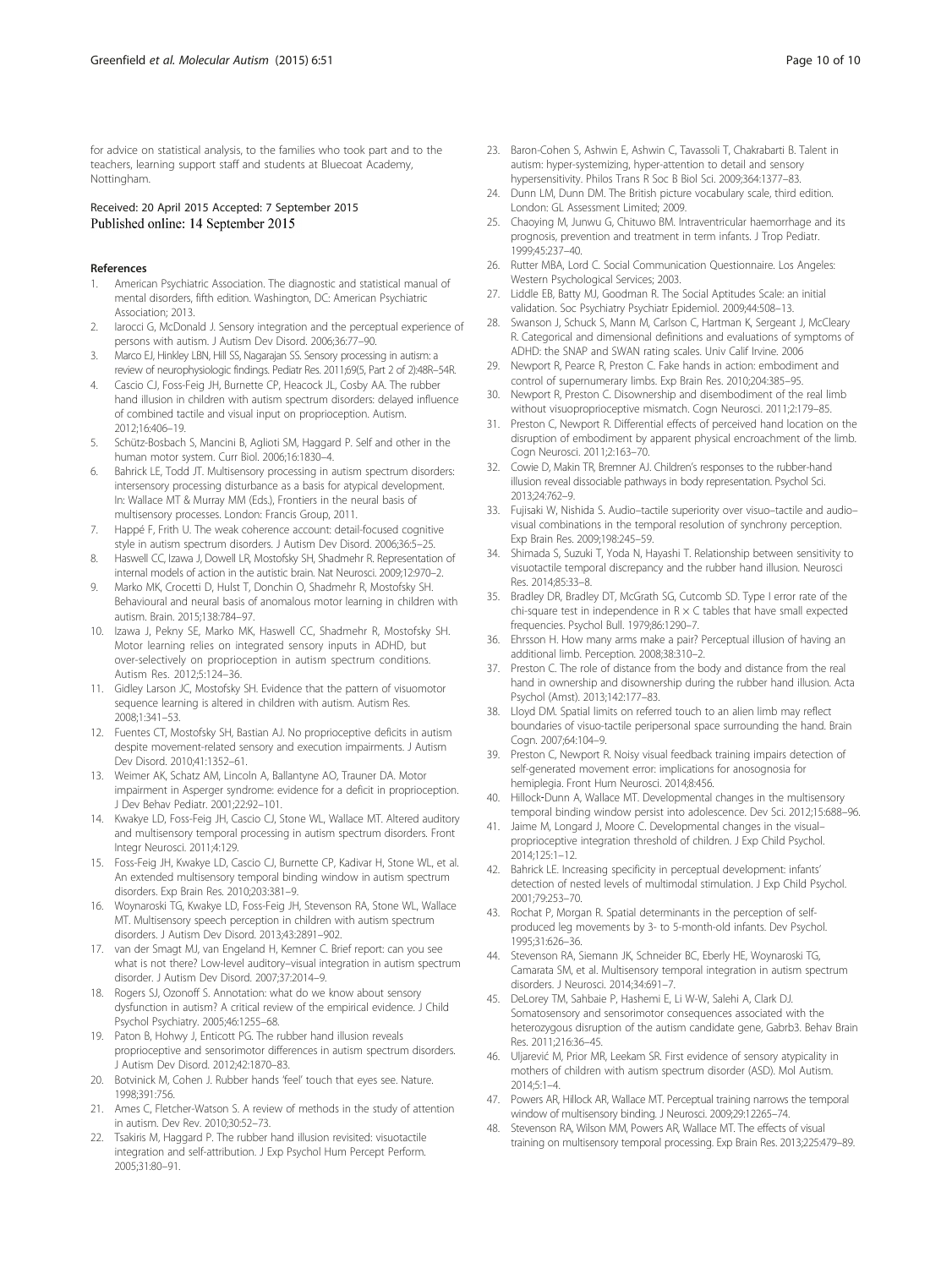for advice on statistical analysis, to the families who took part and to the teachers, learning support staff and students at Bluecoat Academy, Nottingham.

Received: 20 April 2015 Accepted: 7 September 2015
Published online: 14 September 2015

## References

1. American Psychiatric Association. The diagnostic and statistical manual of mental disorders, fifth edition. Washington, DC: American Psychiatric Association; 2013.
2. Iarocci G, McDonald J. Sensory integration and the perceptual experience of persons with autism. J Autism Dev Disord. 2006;36:77–90.
3. Marco EJ, Hinkley LBN, Hill SS, Nagarajan SS. Sensory processing in autism: a review of neurophysiologic findings. Pediatr Res. 2011;69(5, Part 2 of 2):48R–54R.
4. Cascio CJ, Foss-Feig JH, Burnette CP, Heacock JL, Cosby AA. The rubber hand illusion in children with autism spectrum disorders: delayed influence of combined tactile and visual input on proprioception. Autism. 2012;16:406–19.
5. Schütz-Bosbach S, Mancini B, Aglioti SM, Haggard P. Self and other in the human motor system. Curr Biol. 2006;16:1830–4.
6. Bahrick LE, Todd JT. Multisensory processing in autism spectrum disorders: intersensory processing disturbance as a basis for atypical development. In: Wallace MT & Murray MM (Eds.), Frontiers in the neural basis of multisensory processes. London: Francis Group, 2011.
7. Happé F, Frith U. The weak coherence account: detail-focused cognitive style in autism spectrum disorders. J Autism Dev Disord. 2006;36:5–25.
8. Haswell CC, Izawa J, Dowell LR, Mostofsky SH, Shadmehr R. Representation of internal models of action in the autistic brain. Nat Neurosci. 2009;12:970–2.
9. Marko MK, Crocetti D, Hulst T, Donchin O, Shadmehr R, Mostofsky SH. Behavioural and neural basis of anomalous motor learning in children with autism. Brain. 2015;138:784–97.
10. Izawa J, Pekny SE, Marko MK, Haswell CC, Shadmehr R, Mostofsky SH. Motor learning relies on integrated sensory inputs in ADHD, but over-selectively on proprioception in autism spectrum conditions. Autism Res. 2012;5:124–36.
11. Gidley Larson JC, Mostofsky SH. Evidence that the pattern of visuomotor sequence learning is altered in children with autism. Autism Res. 2008;1:341–53.
12. Fuentes CT, Mostofsky SH, Bastian AJ. No proprioceptive deficits in autism despite movement-related sensory and execution impairments. J Autism Dev Disord. 2010;41:1352–61.
13. Weimer AK, Schatz AM, Lincoln A, Ballantyne AO, Trauner DA. Motor impairment in Asperger syndrome: evidence for a deficit in proprioception. J Dev Behav Pediatr. 2001;22:92–101.
14. Kwakye LD, Foss-Feig JH, Cascio CJ, Stone WL, Wallace MT. Altered auditory and multisensory temporal processing in autism spectrum disorders. Front Integr Neurosci. 2011;4:129.
15. Foss-Feig JH, Kwakye LD, Cascio CJ, Burnette CP, Kadivar H, Stone WL, et al. An extended multisensory temporal binding window in autism spectrum disorders. Exp Brain Res. 2010;203:381–9.
16. Woynaroski TG, Kwakye LD, Foss-Feig JH, Stevenson RA, Stone WL, Wallace MT. Multisensory speech perception in children with autism spectrum disorders. J Autism Dev Disord. 2013;43:2891–902.
17. van der Smagt MJ, van Engeland H, Kemner C. Brief report: can you see what is not there? Low-level auditory–visual integration in autism spectrum disorder. J Autism Dev Disord. 2007;37:2014–9.
18. Rogers SJ, Ozonoff S. Annotation: what do we know about sensory dysfunction in autism? A critical review of the empirical evidence. J Child Psychol Psychiatry. 2005;46:1255–68.
19. Paton B, Hohwy J, Enticott PG. The rubber hand illusion reveals proprioceptive and sensorimotor differences in autism spectrum disorders. J Autism Dev Disord. 2012;42:1870–83.
20. Botvinick M, Cohen J. Rubber hands 'feel' touch that eyes see. Nature. 1998;391:756.
21. Ames C, Fletcher-Watson S. A review of methods in the study of attention in autism. Dev Rev. 2010;30:52–73.
22. Tsakiris M, Haggard P. The rubber hand illusion revisited: visuotactile integration and self-attribution. J Exp Psychol Hum Percept Perform. 2005;31:80–91.
23. Baron-Cohen S, Ashwin E, Ashwin C, Tavassoli T, Chakrabarti B. Talent in autism: hyper-systemizing, hyper-attention to detail and sensory hypersensitivity. Philos Trans R Soc B Biol Sci. 2009;364:1377–83.
24. Dunn LM, Dunn DM. The British picture vocabulary scale, third edition. London: GL Assessment Limited; 2009.
25. Chaoying M, Junwu G, Chituwo BM. Intraventricular haemorrhage and its prognosis, prevention and treatment in term infants. J Trop Pediatr. 1999;45:237–40.
26. Rutter MBA, Lord C. Social Communication Questionnaire. Los Angeles: Western Psychological Services; 2003.
27. Liddle EB, Batty MJ, Goodman R. The Social Aptitudes Scale: an initial validation. Soc Psychiatry Psychiatr Epidemiol. 2009;44:508–13.
28. Swanson J, Schuck S, Mann M, Carlson C, Hartman K, Sergeant J, McCleary R. Categorical and dimensional definitions and evaluations of symptoms of ADHD: the SNAP and SWAN rating scales. Univ Calif Irvine. 2006
29. Newport R, Pearce R, Preston C. Fake hands in action: embodiment and control of supernumerary limbs. Exp Brain Res. 2010;204:385–95.
30. Newport R, Preston C. Disownership and disembodiment of the real limb without visuoproprioceptive mismatch. Cogn Neurosci. 2011;2:179–85.
31. Preston C, Newport R. Differential effects of perceived hand location on the disruption of embodiment by apparent physical encroachment of the limb. Cogn Neurosci. 2011;2:163–70.
32. Cowie D, Makin TR, Bremner AJ. Children's responses to the rubber-hand illusion reveal dissociable pathways in body representation. Psychol Sci. 2013;24:762–9.
33. Fujisaki W, Nishida S. Audio–tactile superiority over visuo–tactile and audio–visual combinations in the temporal resolution of synchrony perception. Exp Brain Res. 2009;198:245–59.
34. Shimada S, Suzuki T, Yoda N, Hayashi T. Relationship between sensitivity to visuotactile temporal discrepancy and the rubber hand illusion. Neurosci Res. 2014;85:33–8.
35. Bradley DR, Bradley DT, McGrath SG, Cutcomb SD. Type I error rate of the chi-square test in independence in R × C tables that have small expected frequencies. Psychol Bull. 1979;86:1290–7.
36. Ehrsson H. How many arms make a pair? Perceptual illusion of having an additional limb. Perception. 2008;38:310–2.
37. Preston C. The role of distance from the body and distance from the real hand in ownership and disownership during the rubber hand illusion. Acta Psychol (Amst). 2013;142:177–83.
38. Lloyd DM. Spatial limits on referred touch to an alien limb may reflect boundaries of visuo-tactile peripersonal space surrounding the hand. Brain Cogn. 2007;64:104–9.
39. Preston C, Newport R. Noisy visual feedback training impairs detection of self-generated movement error: implications for anosognosia for hemiplegia. Front Hum Neurosci. 2014;8:456.
40. Hillock-Dunn A, Wallace MT. Developmental changes in the multisensory temporal binding window persist into adolescence. Dev Sci. 2012;15:688–96.
41. Jaime M, Longard J, Moore C. Developmental changes in the visual–proprioceptive integration threshold of children. J Exp Child Psychol. 2014;125:1–12.
42. Bahrick LE. Increasing specificity in perceptual development: infants' detection of nested levels of multimodal stimulation. J Exp Child Psychol. 2001;79:253–70.
43. Rochat P, Morgan R. Spatial determinants in the perception of self-produced leg movements by 3- to 5-month-old infants. Dev Psychol. 1995;31:626–36.
44. Stevenson RA, Siemann JK, Schneider BC, Eberly HE, Woynaroski TG, Camarata SM, et al. Multisensory temporal integration in autism spectrum disorders. J Neurosci. 2014;34:691–7.
45. DeLorey TM, Sahbaie P, Hashemi E, Li W-W, Salehi A, Clark DJ. Somatosensory and sensorimotor consequences associated with the heterozygous disruption of the autism candidate gene, Gabrb3. Behav Brain Res. 2011;216:36–45.
46. Uljarević M, Prior MR, Leekam SR. First evidence of sensory atypicality in mothers of children with autism spectrum disorder (ASD). Mol Autism. 2014;5:1–4.
47. Powers AR, Hillock AR, Wallace MT. Perceptual training narrows the temporal window of multisensory binding. J Neurosci. 2009;29:12265–74.
48. Stevenson RA, Wilson MM, Powers AR, Wallace MT. The effects of visual training on multisensory temporal processing. Exp Brain Res. 2013;225:479–89.